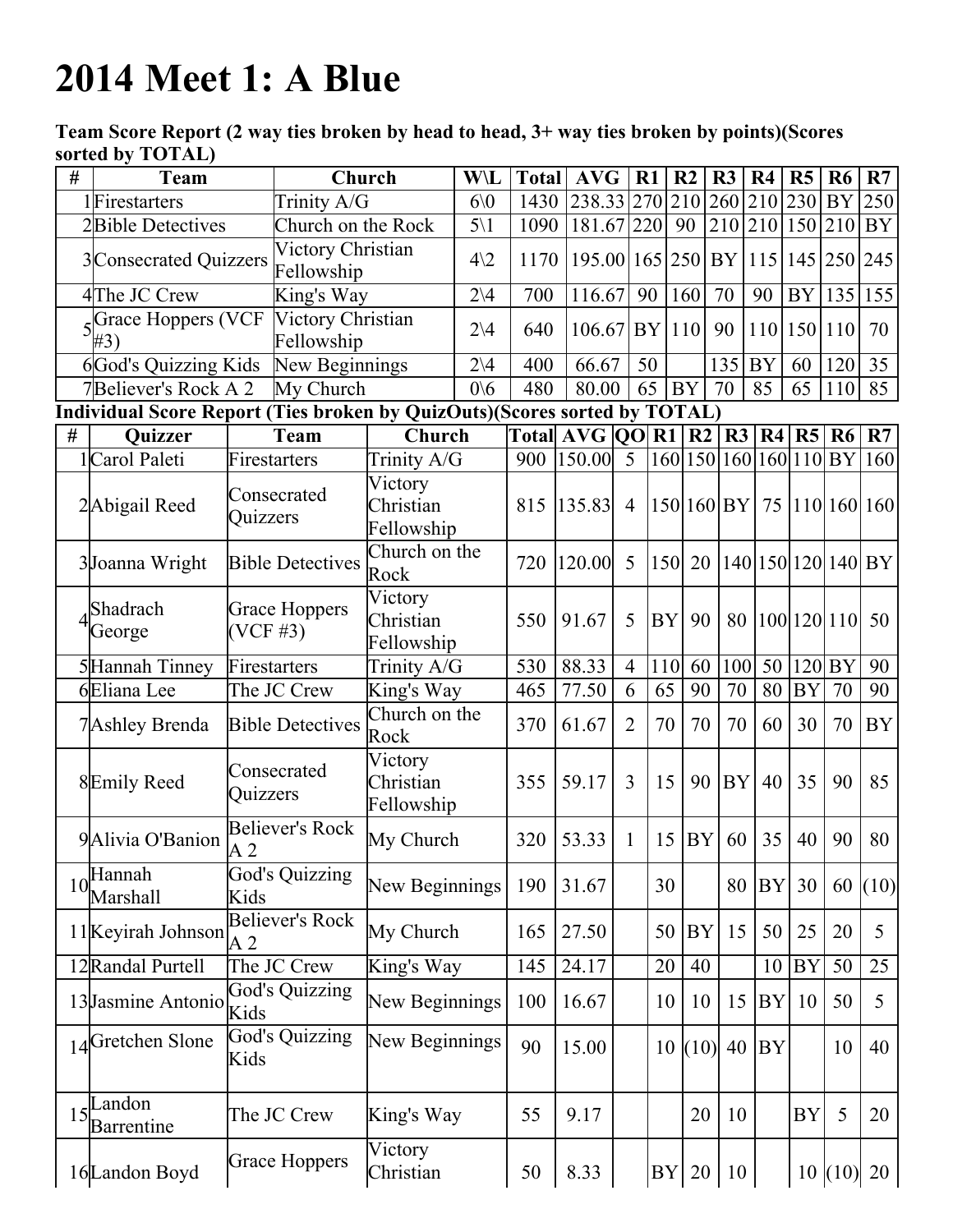# 2014 Meet 1: A Blue

**Team Score Report (2 way ties broken by head to head, 3+ way ties broken by points)(Scores sorted by TOTAL)**

| # | Team | Church | W\L | Total | AVG | R1 | R2 | R3 | R4 | R5 | R6 | R7 |
|---|---|---|---|---|---|---|---|---|---|---|---|---|
| 1 | Firestarters | Trinity A/G | 6\0 | 1430 | 238.33 | 270 | 210 | 260 | 210 | 230 | BY | 250 |
| 2 | Bible Detectives | Church on the Rock | 5\1 | 1090 | 181.67 | 220 | 90 | 210 | 210 | 150 | 210 | BY |
| 3 | Consecrated Quizzers | Victory Christian Fellowship | 4\2 | 1170 | 195.00 | 165 | 250 | BY | 115 | 145 | 250 | 245 |
| 4 | The JC Crew | King's Way | 2\4 | 700 | 116.67 | 90 | 160 | 70 | 90 | BY | 135 | 155 |
| 5 | Grace Hoppers (VCF #3) | Victory Christian Fellowship | 2\4 | 640 | 106.67 | BY | 110 | 90 | 110 | 150 | 110 | 70 |
| 6 | God's Quizzing Kids | New Beginnings | 2\4 | 400 | 66.67 | 50 | | 135 | BY | 60 | 120 | 35 |
| 7 | Believer's Rock A 2 | My Church | 0\6 | 480 | 80.00 | 65 | BY | 70 | 85 | 65 | 110 | 85 |

**Individual Score Report (Ties broken by QuizOuts)(Scores sorted by TOTAL)**

| # | Quizzer | Team | Church | Total | AVG | QO | R1 | R2 | R3 | R4 | R5 | R6 | R7 |
|---|---|---|---|---|---|---|---|---|---|---|---|---|---|
| 1 | Carol Paleti | Firestarters | Trinity A/G | 900 | 150.00 | 5 | 160 | 150 | 160 | 160 | 110 | BY | 160 |
| 2 | Abigail Reed | Consecrated Quizzers | Victory Christian Fellowship | 815 | 135.83 | 4 | 150 | 160 | BY | 75 | 110 | 160 | 160 |
| 3 | Joanna Wright | Bible Detectives | Church on the Rock | 720 | 120.00 | 5 | 150 | 20 | 140 | 150 | 120 | 140 | BY |
| 4 | Shadrach George | Grace Hoppers (VCF #3) | Victory Christian Fellowship | 550 | 91.67 | 5 | BY | 90 | 80 | 100 | 120 | 110 | 50 |
| 5 | Hannah Tinney | Firestarters | Trinity A/G | 530 | 88.33 | 4 | 110 | 60 | 100 | 50 | 120 | BY | 90 |
| 6 | Eliana Lee | The JC Crew | King's Way | 465 | 77.50 | 6 | 65 | 90 | 70 | 80 | BY | 70 | 90 |
| 7 | Ashley Brenda | Bible Detectives | Church on the Rock | 370 | 61.67 | 2 | 70 | 70 | 70 | 60 | 30 | 70 | BY |
| 8 | Emily Reed | Consecrated Quizzers | Victory Christian Fellowship | 355 | 59.17 | 3 | 15 | 90 | BY | 40 | 35 | 90 | 85 |
| 9 | Alivia O'Banion | Believer's Rock A 2 | My Church | 320 | 53.33 | 1 | 15 | BY | 60 | 35 | 40 | 90 | 80 |
| 10 | Hannah Marshall | God's Quizzing Kids | New Beginnings | 190 | 31.67 | | 30 | | 80 | BY | 30 | 60 | (10) |
| 11 | Keyirah Johnson | Believer's Rock A 2 | My Church | 165 | 27.50 | | 50 | BY | 15 | 50 | 25 | 20 | 5 |
| 12 | Randal Purtell | The JC Crew | King's Way | 145 | 24.17 | | 20 | 40 | | 10 | BY | 50 | 25 |
| 13 | Jasmine Antonio | God's Quizzing Kids | New Beginnings | 100 | 16.67 | | 10 | 10 | 15 | BY | 10 | 50 | 5 |
| 14 | Gretchen Slone | God's Quizzing Kids | New Beginnings | 90 | 15.00 | | 10 | (10) | 40 | BY | | 10 | 40 |
| 15 | Landon Barrentine | The JC Crew | King's Way | 55 | 9.17 | | | 20 | 10 | | BY | 5 | 20 |
| 16 | Landon Boyd | Grace Hoppers | Victory Christian | 50 | 8.33 | | BY | 20 | 10 | | 10 | (10) | 20 |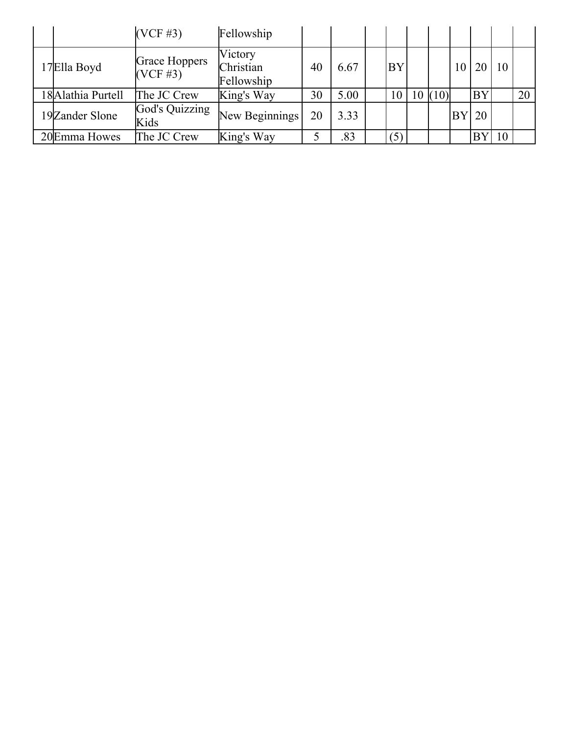| | | | | | | | | | | | | | |
|---|---|---|---|---|---|---|---|---|---|---|---|---|---|
| | | (VCF #3) | Fellowship | | | | | | | | | | |
| 17 | Ella Boyd | Grace Hoppers (VCF #3) | Victory Christian Fellowship | 40 | 6.67 | | BY | | | 10 | 20 | 10 | |
| 18 | Alathia Purtell | The JC Crew | King's Way | 30 | 5.00 | | 10 | 10 | (10) | | BY | | 20 |
| 19 | Zander Slone | God's Quizzing Kids | New Beginnings | 20 | 3.33 | | | | | BY | 20 | | |
| 20 | Emma Howes | The JC Crew | King's Way | 5 | .83 | | (5) | | | | BY | 10 | |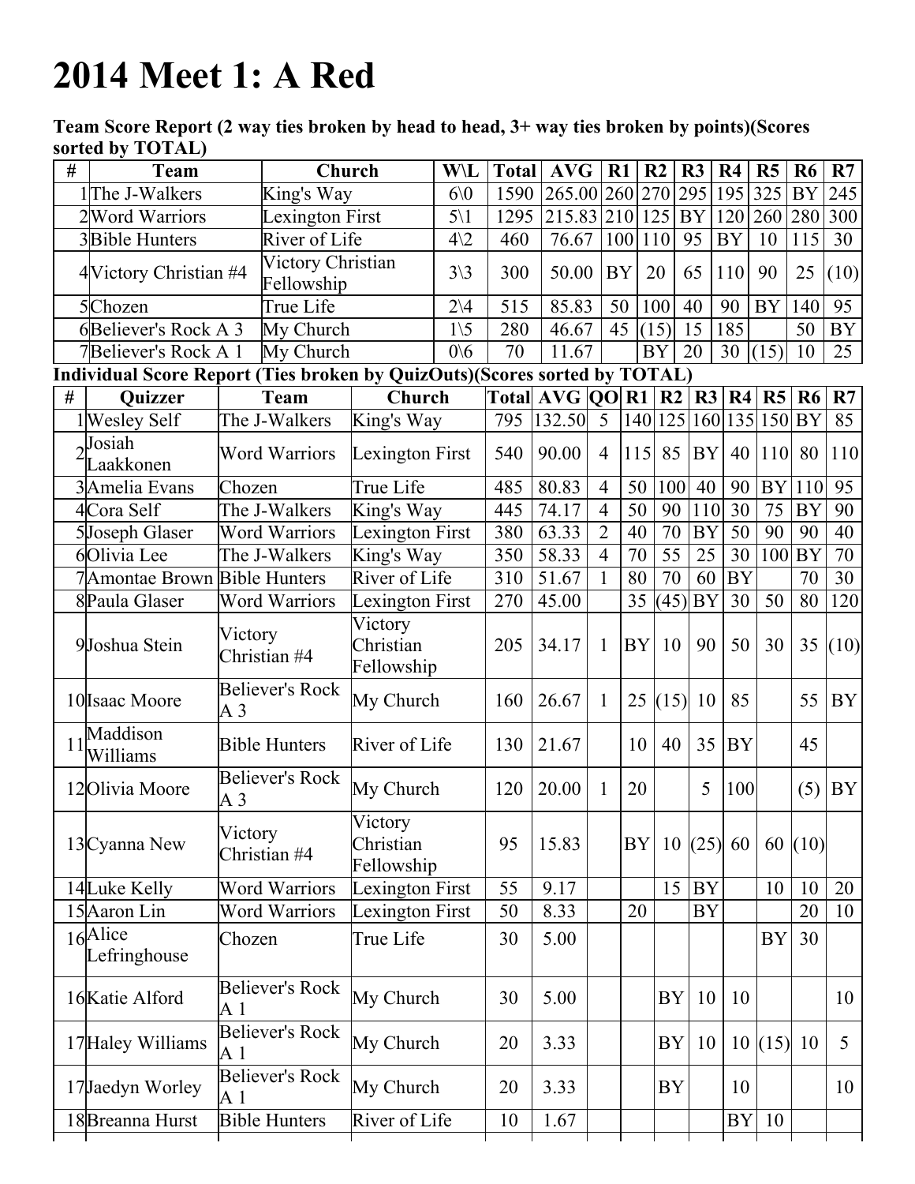# 2014 Meet 1: A Red

**Team Score Report (2 way ties broken by head to head, 3+ way ties broken by points)(Scores sorted by TOTAL)**

| # | Team | Church | W\L | Total | AVG | R1 | R2 | R3 | R4 | R5 | R6 | R7 |
|---|---|---|---|---|---|---|---|---|---|---|---|---|
| 1 | The J-Walkers | King's Way | 6\0 | 1590 | 265.00 | 260 | 270 | 295 | 195 | 325 | BY | 245 |
| 2 | Word Warriors | Lexington First | 5\1 | 1295 | 215.83 | 210 | 125 | BY | 120 | 260 | 280 | 300 |
| 3 | Bible Hunters | River of Life | 4\2 | 460 | 76.67 | 100 | 110 | 95 | BY | 10 | 115 | 30 |
| 4 | Victory Christian #4 | Victory Christian Fellowship | 3\3 | 300 | 50.00 | BY | 20 | 65 | 110 | 90 | 25 | (10) |
| 5 | Chozen | True Life | 2\4 | 515 | 85.83 | 50 | 100 | 40 | 90 | BY | 140 | 95 |
| 6 | Believer's Rock A 3 | My Church | 1\5 | 280 | 46.67 | 45 | (15) | 15 | 185 | | 50 | BY |
| 7 | Believer's Rock A 1 | My Church | 0\6 | 70 | 11.67 | | BY | 20 | 30 | (15) | 10 | 25 |

**Individual Score Report (Ties broken by QuizOuts)(Scores sorted by TOTAL)**

| # | Quizzer | Team | Church | Total | AVG | QO | R1 | R2 | R3 | R4 | R5 | R6 | R7 |
|---|---|---|---|---|---|---|---|---|---|---|---|---|---|
| 1 | Wesley Self | The J-Walkers | King's Way | 795 | 132.50 | 5 | 140 | 125 | 160 | 135 | 150 | BY | 85 |
| 2 | Josiah Laakkonen | Word Warriors | Lexington First | 540 | 90.00 | 4 | 115 | 85 | BY | 40 | 110 | 80 | 110 |
| 3 | Amelia Evans | Chozen | True Life | 485 | 80.83 | 4 | 50 | 100 | 40 | 90 | BY | 110 | 95 |
| 4 | Cora Self | The J-Walkers | King's Way | 445 | 74.17 | 4 | 50 | 90 | 110 | 30 | 75 | BY | 90 |
| 5 | Joseph Glaser | Word Warriors | Lexington First | 380 | 63.33 | 2 | 40 | 70 | BY | 50 | 90 | 90 | 40 |
| 6 | Olivia Lee | The J-Walkers | King's Way | 350 | 58.33 | 4 | 70 | 55 | 25 | 30 | 100 | BY | 70 |
| 7 | Amontae Brown | Bible Hunters | River of Life | 310 | 51.67 | 1 | 80 | 70 | 60 | BY | | 70 | 30 |
| 8 | Paula Glaser | Word Warriors | Lexington First | 270 | 45.00 | | 35 | (45) | BY | 30 | 50 | 80 | 120 |
| 9 | Joshua Stein | Victory Christian #4 | Victory Christian Fellowship | 205 | 34.17 | 1 | BY | 10 | 90 | 50 | 30 | 35 | (10) |
| 10 | Isaac Moore | Believer's Rock A 3 | My Church | 160 | 26.67 | 1 | 25 | (15) | 10 | 85 | | 55 | BY |
| 11 | Maddison Williams | Bible Hunters | River of Life | 130 | 21.67 | | 10 | 40 | 35 | BY | | 45 | |
| 12 | Olivia Moore | Believer's Rock A 3 | My Church | 120 | 20.00 | 1 | 20 | | 5 | 100 | | (5) | BY |
| 13 | Cyanna New | Victory Christian #4 | Victory Christian Fellowship | 95 | 15.83 | | BY | 10 | (25) | 60 | 60 | (10) | |
| 14 | Luke Kelly | Word Warriors | Lexington First | 55 | 9.17 | | | 15 | BY | | 10 | 10 | 20 |
| 15 | Aaron Lin | Word Warriors | Lexington First | 50 | 8.33 | | 20 | | BY | | | 20 | 10 |
| 16 | Alice Lefringhouse | Chozen | True Life | 30 | 5.00 | | | | | | BY | 30 | |
| 16 | Katie Alford | Believer's Rock A 1 | My Church | 30 | 5.00 | | | BY | 10 | 10 | | | 10 |
| 17 | Haley Williams | Believer's Rock A 1 | My Church | 20 | 3.33 | | | BY | 10 | 10 | (15) | 10 | 5 |
| 17 | Jaedyn Worley | Believer's Rock A 1 | My Church | 20 | 3.33 | | | BY | | 10 | | | 10 |
| 18 | Breanna Hurst | Bible Hunters | River of Life | 10 | 1.67 | | | | | BY | 10 | | |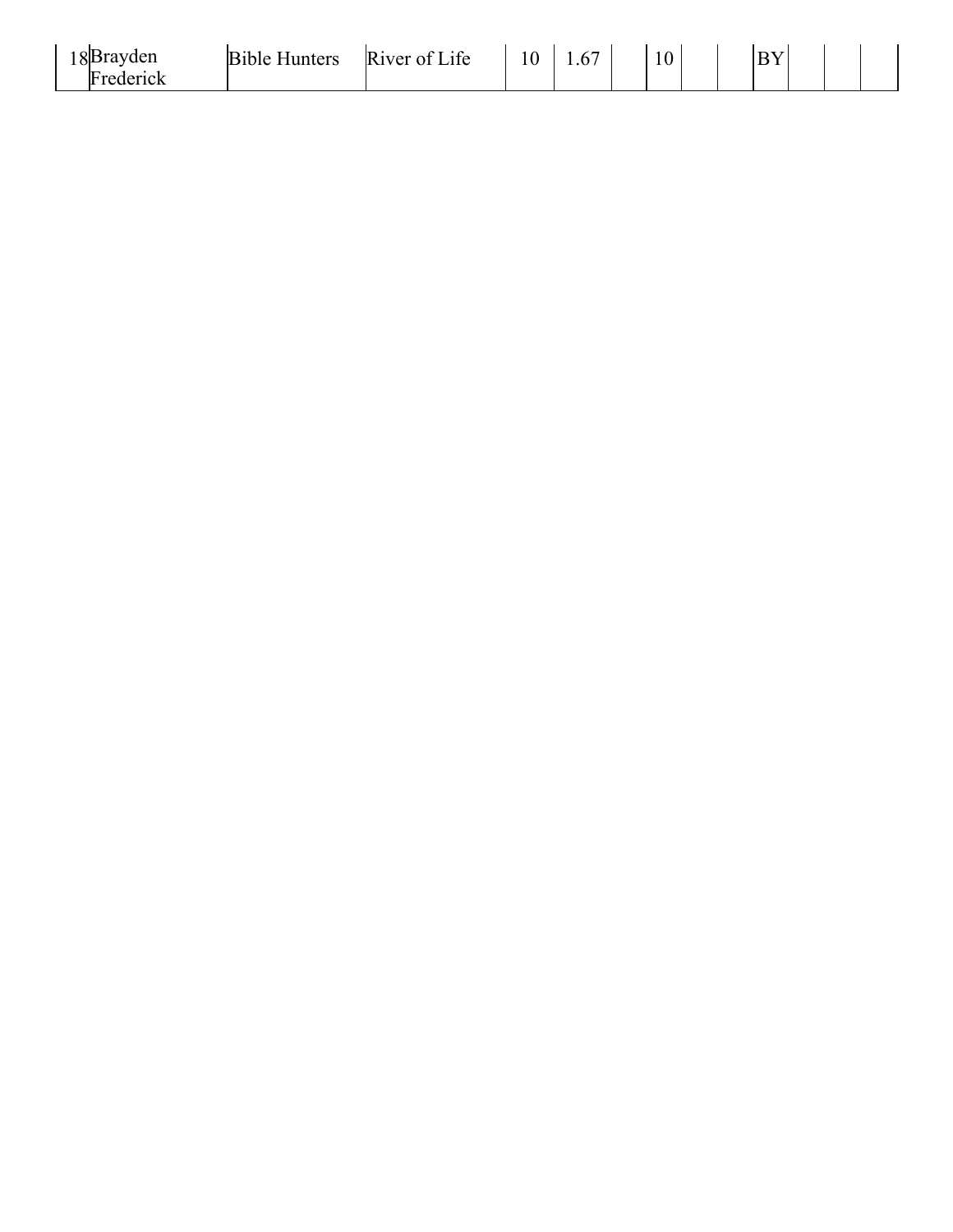| | | | | | | | | | | | | | |
|---|---|---|---|---|---|---|---|---|---|---|---|---|---|
| 18 | Brayden Frederick | Bible Hunters | River of Life | 10 | 1.67 | | 10 | | | BY | | | |